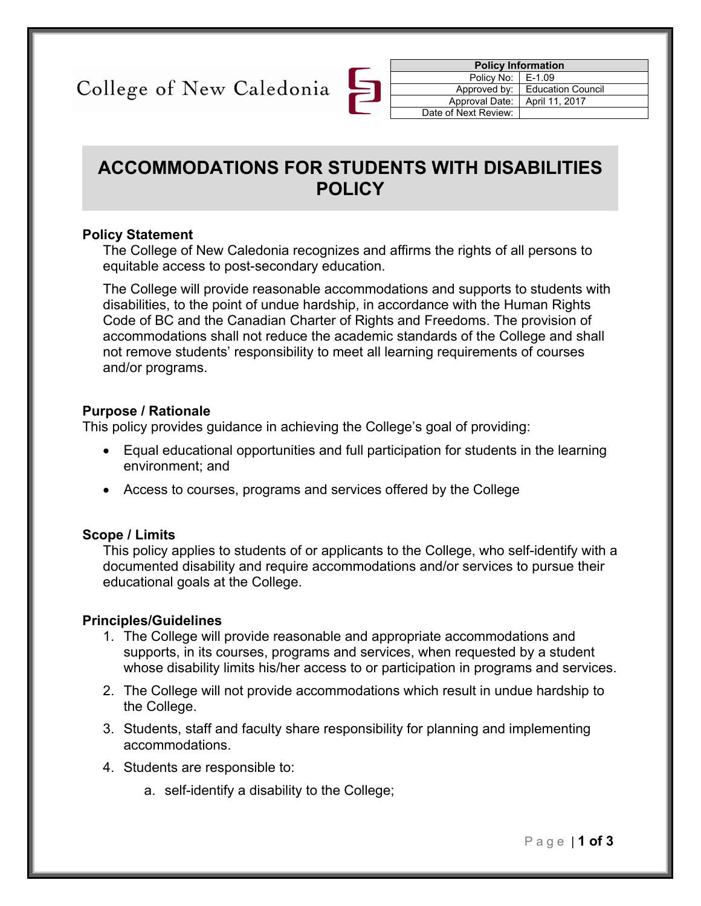College of New Caledonia

| Policy Information | |
|---|---|
| Policy No: | E-1.09 |
| Approved by: | Education Council |
| Approval Date: | April 11, 2017 |
| Date of Next Review: | |

# ACCOMMODATIONS FOR STUDENTS WITH DISABILITIES POLICY

### Policy Statement

The College of New Caledonia recognizes and affirms the rights of all persons to equitable access to post-secondary education.

The College will provide reasonable accommodations and supports to students with disabilities, to the point of undue hardship, in accordance with the Human Rights Code of BC and the Canadian Charter of Rights and Freedoms. The provision of accommodations shall not reduce the academic standards of the College and shall not remove students' responsibility to meet all learning requirements of courses and/or programs.

### Purpose / Rationale

This policy provides guidance in achieving the College's goal of providing:

- Equal educational opportunities and full participation for students in the learning environment; and
- Access to courses, programs and services offered by the College

### Scope / Limits

This policy applies to students of or applicants to the College, who self-identify with a documented disability and require accommodations and/or services to pursue their educational goals at the College.

### Principles/Guidelines

1. The College will provide reasonable and appropriate accommodations and supports, in its courses, programs and services, when requested by a student whose disability limits his/her access to or participation in programs and services.
2. The College will not provide accommodations which result in undue hardship to the College.
3. Students, staff and faculty share responsibility for planning and implementing accommodations.
4. Students are responsible to:
   a. self-identify a disability to the College;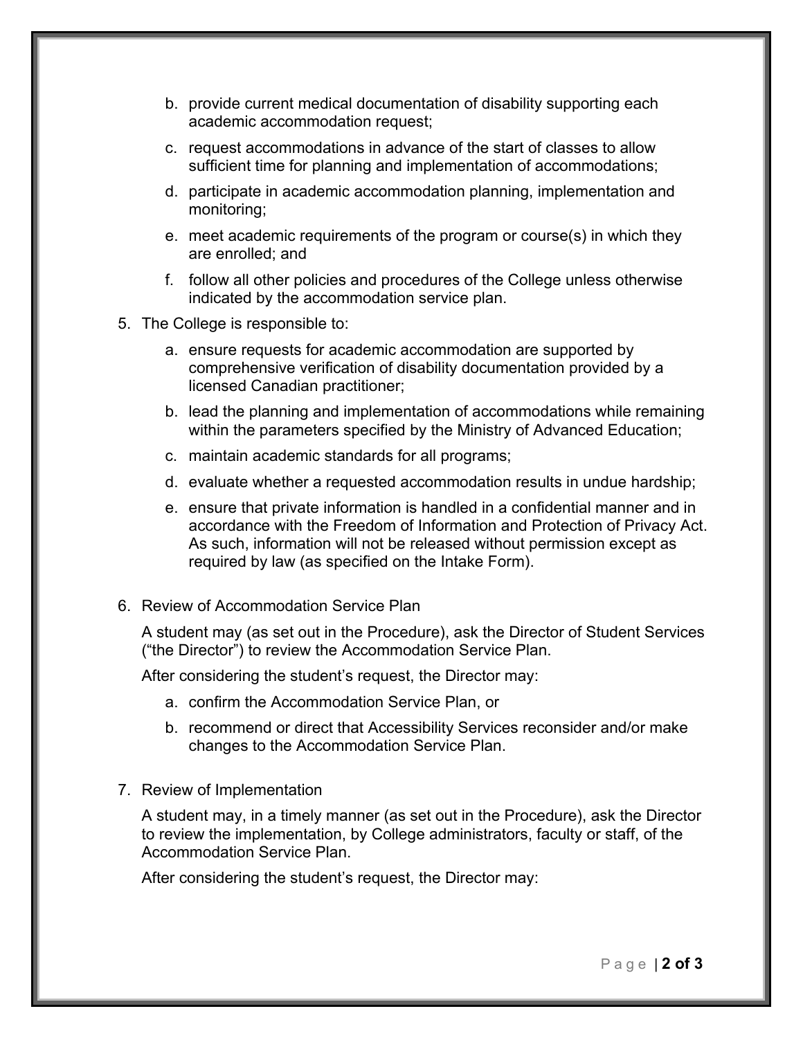b. provide current medical documentation of disability supporting each academic accommodation request;

c. request accommodations in advance of the start of classes to allow sufficient time for planning and implementation of accommodations;

d. participate in academic accommodation planning, implementation and monitoring;

e. meet academic requirements of the program or course(s) in which they are enrolled; and

f. follow all other policies and procedures of the College unless otherwise indicated by the accommodation service plan.

5. The College is responsible to:

   a. ensure requests for academic accommodation are supported by comprehensive verification of disability documentation provided by a licensed Canadian practitioner;

   b. lead the planning and implementation of accommodations while remaining within the parameters specified by the Ministry of Advanced Education;

   c. maintain academic standards for all programs;

   d. evaluate whether a requested accommodation results in undue hardship;

   e. ensure that private information is handled in a confidential manner and in accordance with the Freedom of Information and Protection of Privacy Act. As such, information will not be released without permission except as required by law (as specified on the Intake Form).

6. Review of Accommodation Service Plan

   A student may (as set out in the Procedure), ask the Director of Student Services ("the Director") to review the Accommodation Service Plan.

   After considering the student's request, the Director may:

   a. confirm the Accommodation Service Plan, or

   b. recommend or direct that Accessibility Services reconsider and/or make changes to the Accommodation Service Plan.

7. Review of Implementation

   A student may, in a timely manner (as set out in the Procedure), ask the Director to review the implementation, by College administrators, faculty or staff, of the Accommodation Service Plan.

   After considering the student's request, the Director may: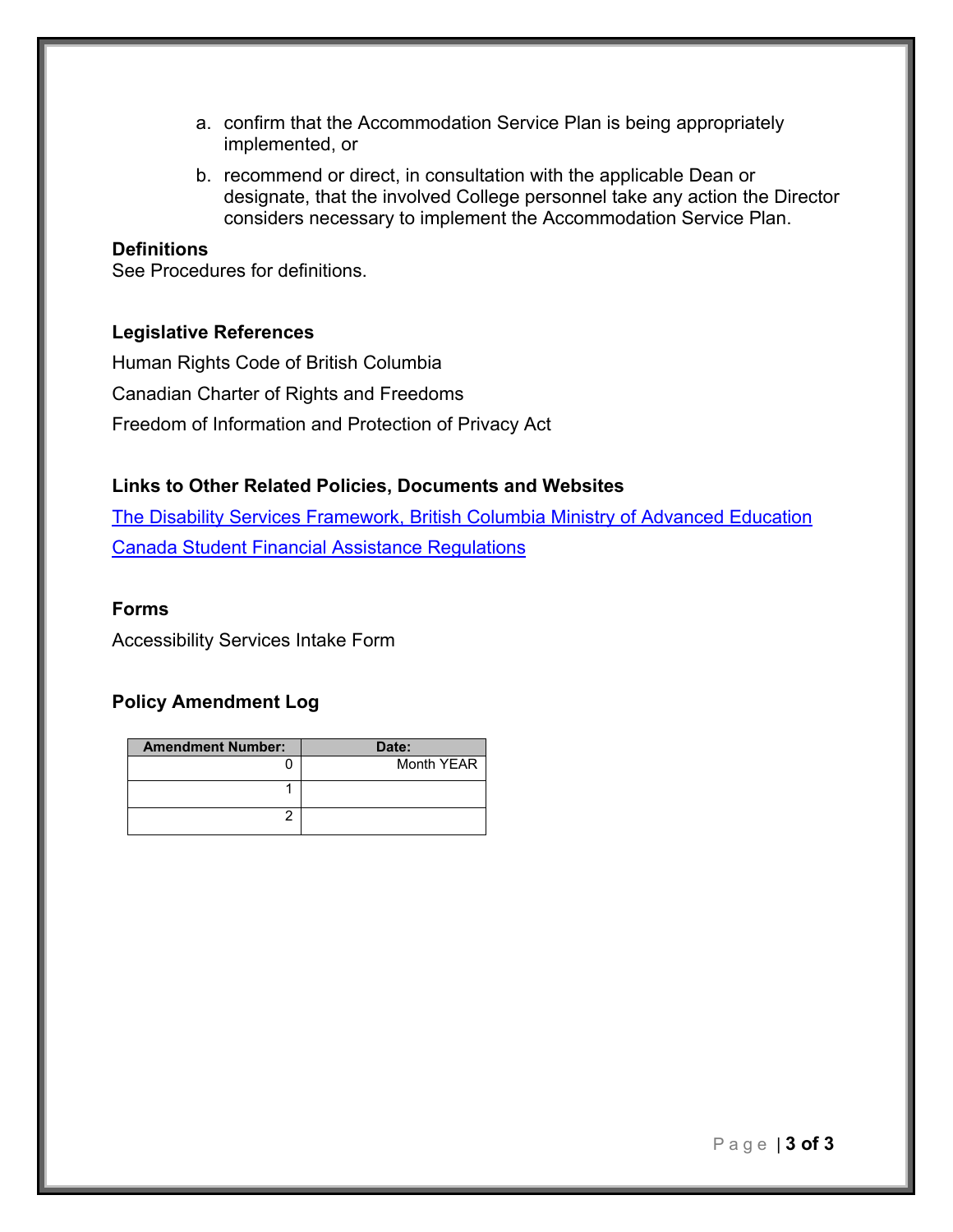a. confirm that the Accommodation Service Plan is being appropriately implemented, or

b. recommend or direct, in consultation with the applicable Dean or designate, that the involved College personnel take any action the Director considers necessary to implement the Accommodation Service Plan.

**Definitions**
See Procedures for definitions.

**Legislative References**

Human Rights Code of British Columbia

Canadian Charter of Rights and Freedoms

Freedom of Information and Protection of Privacy Act

**Links to Other Related Policies, Documents and Websites**

The Disability Services Framework, British Columbia Ministry of Advanced Education

Canada Student Financial Assistance Regulations

**Forms**

Accessibility Services Intake Form

**Policy Amendment Log**

| Amendment Number: | Date: |
|---|---|
| 0 | Month YEAR |
| 1 | |
| 2 | |